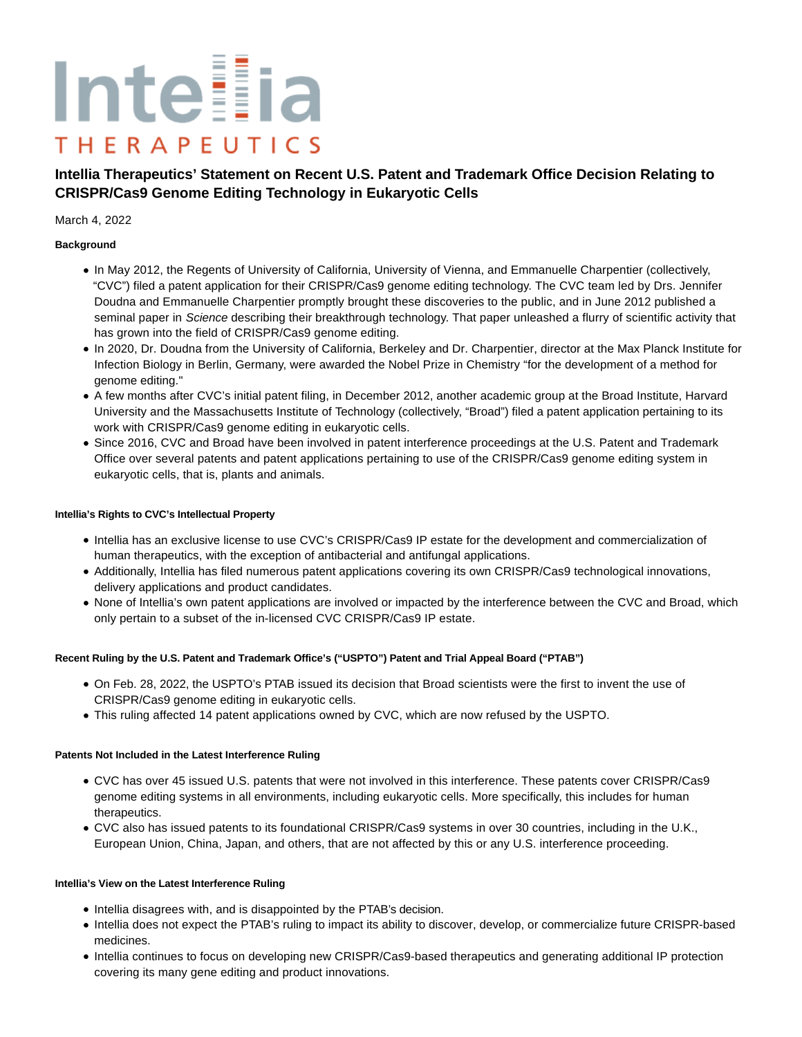Intellia THERAPEUTICS

# Intellia Therapeutics' Statement on Recent U.S. Patent and Trademark Office Decision Relating to CRISPR/Cas9 Genome Editing Technology in Eukaryotic Cells

March 4, 2022

**Background**

- In May 2012, the Regents of University of California, University of Vienna, and Emmanuelle Charpentier (collectively, "CVC") filed a patent application for their CRISPR/Cas9 genome editing technology. The CVC team led by Drs. Jennifer Doudna and Emmanuelle Charpentier promptly brought these discoveries to the public, and in June 2012 published a seminal paper in *Science* describing their breakthrough technology. That paper unleashed a flurry of scientific activity that has grown into the field of CRISPR/Cas9 genome editing.
- In 2020, Dr. Doudna from the University of California, Berkeley and Dr. Charpentier, director at the Max Planck Institute for Infection Biology in Berlin, Germany, were awarded the Nobel Prize in Chemistry "for the development of a method for genome editing."
- A few months after CVC's initial patent filing, in December 2012, another academic group at the Broad Institute, Harvard University and the Massachusetts Institute of Technology (collectively, "Broad") filed a patent application pertaining to its work with CRISPR/Cas9 genome editing in eukaryotic cells.
- Since 2016, CVC and Broad have been involved in patent interference proceedings at the U.S. Patent and Trademark Office over several patents and patent applications pertaining to use of the CRISPR/Cas9 genome editing system in eukaryotic cells, that is, plants and animals.

**Intellia's Rights to CVC's Intellectual Property**

- Intellia has an exclusive license to use CVC's CRISPR/Cas9 IP estate for the development and commercialization of human therapeutics, with the exception of antibacterial and antifungal applications.
- Additionally, Intellia has filed numerous patent applications covering its own CRISPR/Cas9 technological innovations, delivery applications and product candidates.
- None of Intellia's own patent applications are involved or impacted by the interference between the CVC and Broad, which only pertain to a subset of the in-licensed CVC CRISPR/Cas9 IP estate.

**Recent Ruling by the U.S. Patent and Trademark Office's ("USPTO") Patent and Trial Appeal Board ("PTAB")**

- On Feb. 28, 2022, the USPTO's PTAB issued its decision that Broad scientists were the first to invent the use of CRISPR/Cas9 genome editing in eukaryotic cells.
- This ruling affected 14 patent applications owned by CVC, which are now refused by the USPTO.

**Patents Not Included in the Latest Interference Ruling**

- CVC has over 45 issued U.S. patents that were not involved in this interference. These patents cover CRISPR/Cas9 genome editing systems in all environments, including eukaryotic cells. More specifically, this includes for human therapeutics.
- CVC also has issued patents to its foundational CRISPR/Cas9 systems in over 30 countries, including in the U.K., European Union, China, Japan, and others, that are not affected by this or any U.S. interference proceeding.

**Intellia's View on the Latest Interference Ruling**

- Intellia disagrees with, and is disappointed by the PTAB's decision.
- Intellia does not expect the PTAB's ruling to impact its ability to discover, develop, or commercialize future CRISPR-based medicines.
- Intellia continues to focus on developing new CRISPR/Cas9-based therapeutics and generating additional IP protection covering its many gene editing and product innovations.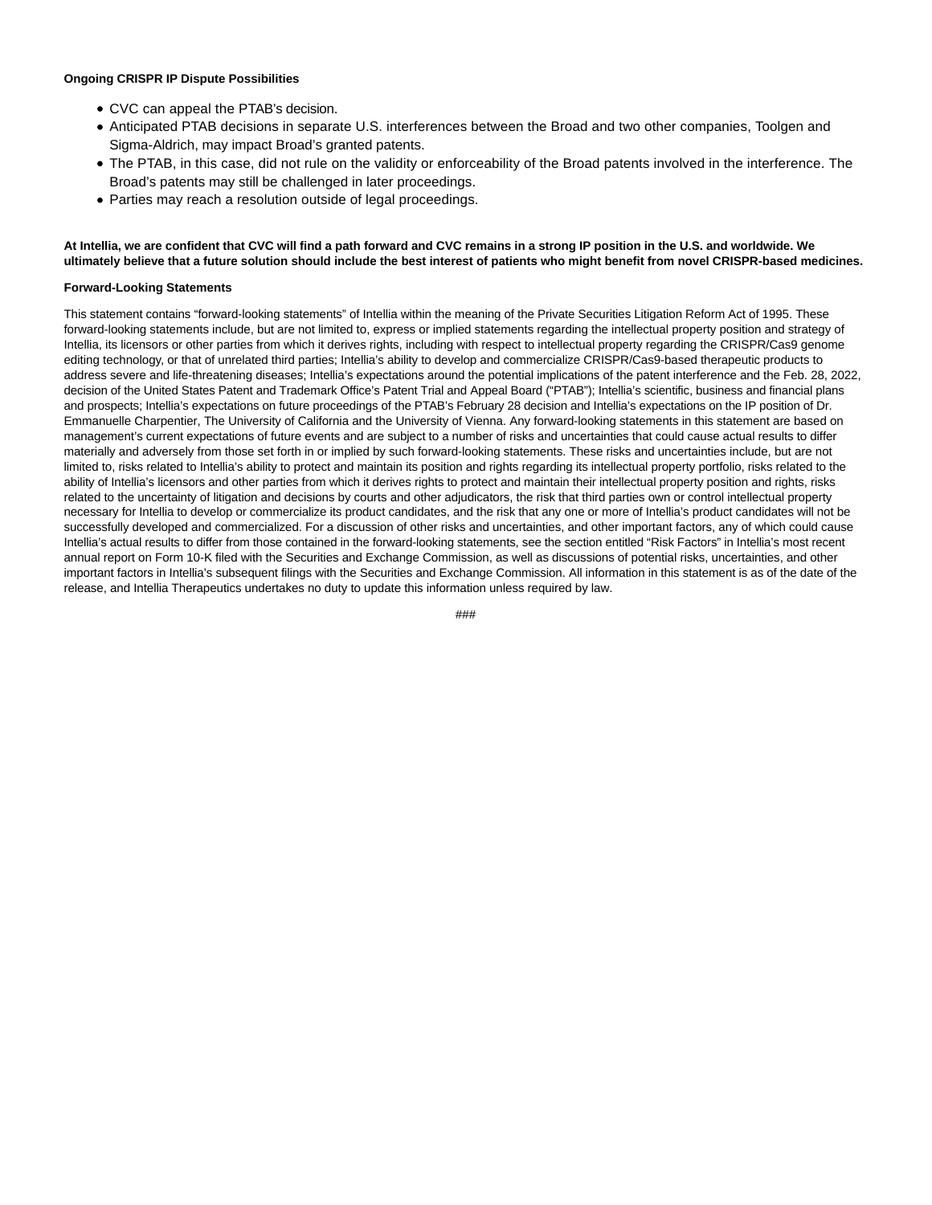**Ongoing CRISPR IP Dispute Possibilities**

- CVC can appeal the PTAB's decision.
- Anticipated PTAB decisions in separate U.S. interferences between the Broad and two other companies, Toolgen and Sigma-Aldrich, may impact Broad's granted patents.
- The PTAB, in this case, did not rule on the validity or enforceability of the Broad patents involved in the interference. The Broad's patents may still be challenged in later proceedings.
- Parties may reach a resolution outside of legal proceedings.

**At Intellia, we are confident that CVC will find a path forward and CVC remains in a strong IP position in the U.S. and worldwide. We ultimately believe that a future solution should include the best interest of patients who might benefit from novel CRISPR-based medicines.**

**Forward-Looking Statements**

This statement contains "forward-looking statements" of Intellia within the meaning of the Private Securities Litigation Reform Act of 1995. These forward-looking statements include, but are not limited to, express or implied statements regarding the intellectual property position and strategy of Intellia, its licensors or other parties from which it derives rights, including with respect to intellectual property regarding the CRISPR/Cas9 genome editing technology, or that of unrelated third parties; Intellia's ability to develop and commercialize CRISPR/Cas9-based therapeutic products to address severe and life-threatening diseases; Intellia's expectations around the potential implications of the patent interference and the Feb. 28, 2022, decision of the United States Patent and Trademark Office's Patent Trial and Appeal Board ("PTAB"); Intellia's scientific, business and financial plans and prospects; Intellia's expectations on future proceedings of the PTAB's February 28 decision and Intellia's expectations on the IP position of Dr. Emmanuelle Charpentier, The University of California and the University of Vienna. Any forward-looking statements in this statement are based on management's current expectations of future events and are subject to a number of risks and uncertainties that could cause actual results to differ materially and adversely from those set forth in or implied by such forward-looking statements. These risks and uncertainties include, but are not limited to, risks related to Intellia's ability to protect and maintain its position and rights regarding its intellectual property portfolio, risks related to the ability of Intellia's licensors and other parties from which it derives rights to protect and maintain their intellectual property position and rights, risks related to the uncertainty of litigation and decisions by courts and other adjudicators, the risk that third parties own or control intellectual property necessary for Intellia to develop or commercialize its product candidates, and the risk that any one or more of Intellia's product candidates will not be successfully developed and commercialized. For a discussion of other risks and uncertainties, and other important factors, any of which could cause Intellia's actual results to differ from those contained in the forward-looking statements, see the section entitled "Risk Factors" in Intellia's most recent annual report on Form 10-K filed with the Securities and Exchange Commission, as well as discussions of potential risks, uncertainties, and other important factors in Intellia's subsequent filings with the Securities and Exchange Commission. All information in this statement is as of the date of the release, and Intellia Therapeutics undertakes no duty to update this information unless required by law.

###